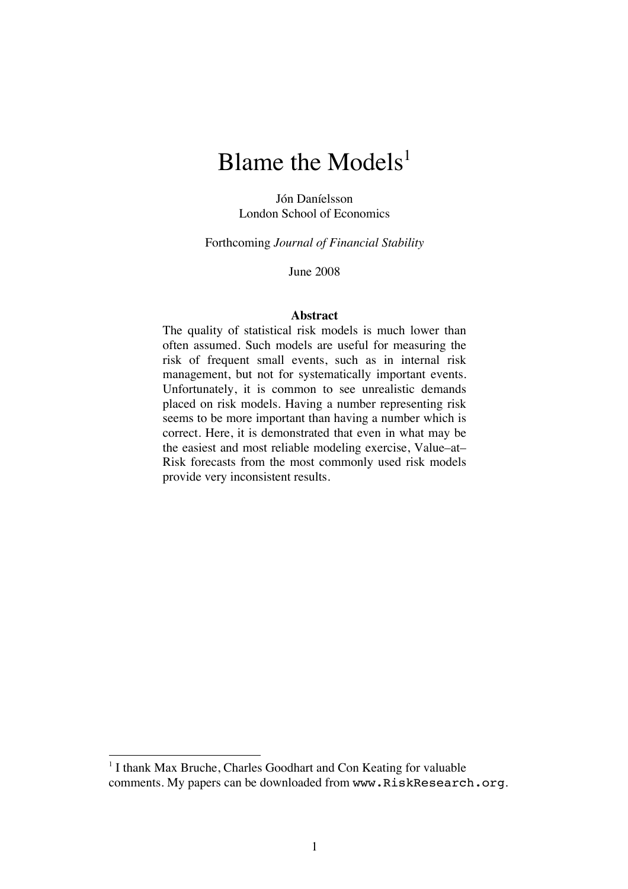# Blame the Models[1]

Jón Daníelsson
London School of Economics

Forthcoming *Journal of Financial Stability*

June 2008

**Abstract**

The quality of statistical risk models is much lower than often assumed. Such models are useful for measuring the risk of frequent small events, such as in internal risk management, but not for systematically important events. Unfortunately, it is common to see unrealistic demands placed on risk models. Having a number representing risk seems to be more important than having a number which is correct. Here, it is demonstrated that even in what may be the easiest and most reliable modeling exercise, Value–at–Risk forecasts from the most commonly used risk models provide very inconsistent results.

---

[1] I thank Max Bruche, Charles Goodhart and Con Keating for valuable comments. My papers can be downloaded from `www.RiskResearch.org`.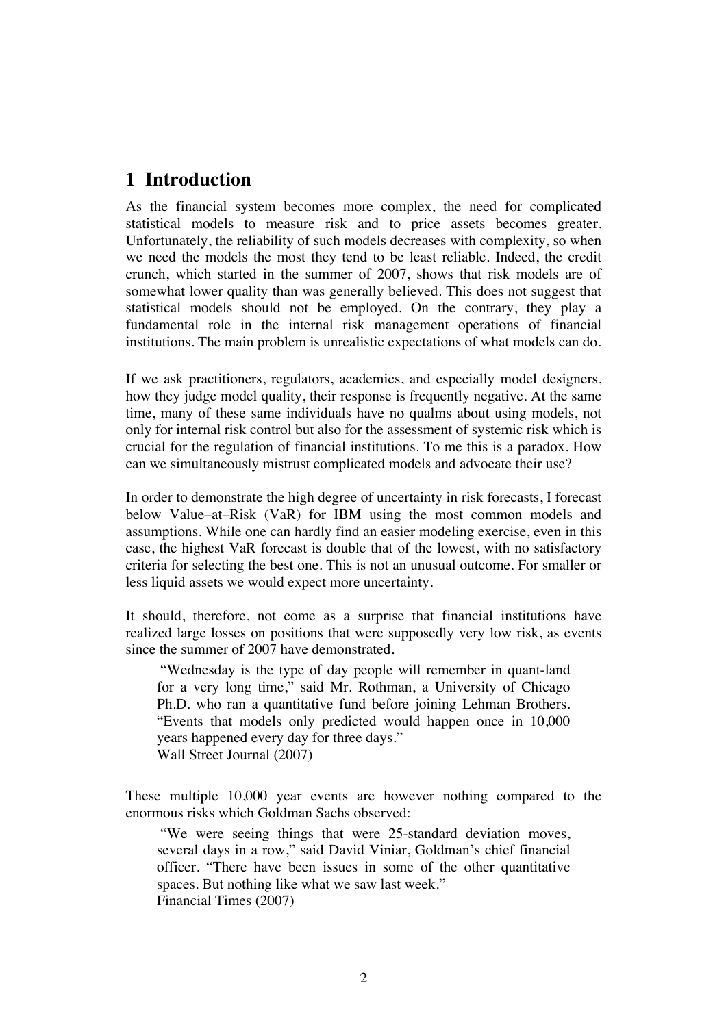# 1 Introduction

As the financial system becomes more complex, the need for complicated statistical models to measure risk and to price assets becomes greater. Unfortunately, the reliability of such models decreases with complexity, so when we need the models the most they tend to be least reliable. Indeed, the credit crunch, which started in the summer of 2007, shows that risk models are of somewhat lower quality than was generally believed. This does not suggest that statistical models should not be employed. On the contrary, they play a fundamental role in the internal risk management operations of financial institutions. The main problem is unrealistic expectations of what models can do.

If we ask practitioners, regulators, academics, and especially model designers, how they judge model quality, their response is frequently negative. At the same time, many of these same individuals have no qualms about using models, not only for internal risk control but also for the assessment of systemic risk which is crucial for the regulation of financial institutions. To me this is a paradox. How can we simultaneously mistrust complicated models and advocate their use?

In order to demonstrate the high degree of uncertainty in risk forecasts, I forecast below Value–at–Risk (VaR) for IBM using the most common models and assumptions. While one can hardly find an easier modeling exercise, even in this case, the highest VaR forecast is double that of the lowest, with no satisfactory criteria for selecting the best one. This is not an unusual outcome. For smaller or less liquid assets we would expect more uncertainty.

It should, therefore, not come as a surprise that financial institutions have realized large losses on positions that were supposedly very low risk, as events since the summer of 2007 have demonstrated.

> "Wednesday is the type of day people will remember in quant-land for a very long time," said Mr. Rothman, a University of Chicago Ph.D. who ran a quantitative fund before joining Lehman Brothers. "Events that models only predicted would happen once in 10,000 years happened every day for three days."
> Wall Street Journal (2007)

These multiple 10,000 year events are however nothing compared to the enormous risks which Goldman Sachs observed:

> "We were seeing things that were 25-standard deviation moves, several days in a row," said David Viniar, Goldman's chief financial officer. "There have been issues in some of the other quantitative spaces. But nothing like what we saw last week."
> Financial Times (2007)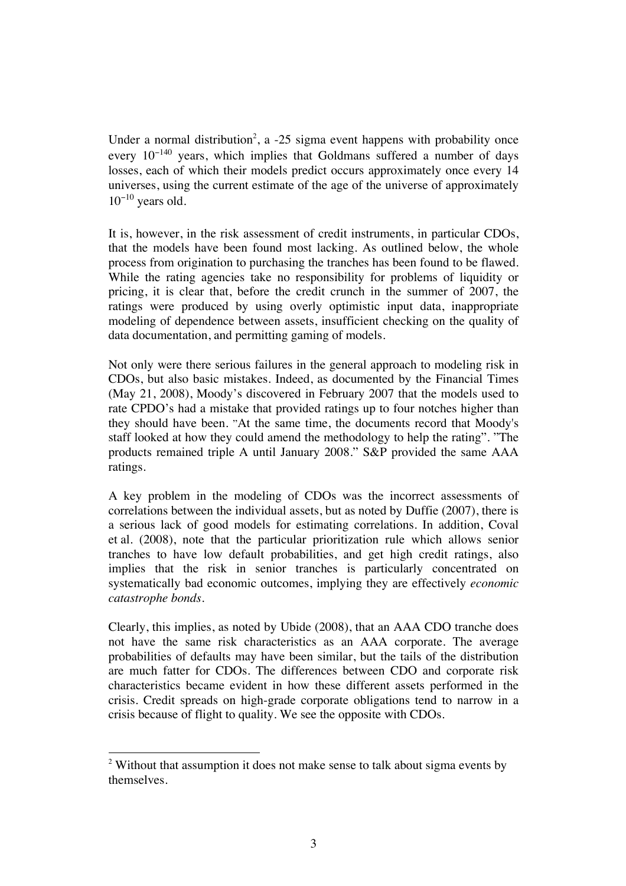Under a normal distribution[2], a -25 sigma event happens with probability once every $10^{-140}$ years, which implies that Goldmans suffered a number of days losses, each of which their models predict occurs approximately once every 14 universes, using the current estimate of the age of the universe of approximately $10^{-10}$ years old.

It is, however, in the risk assessment of credit instruments, in particular CDOs, that the models have been found most lacking. As outlined below, the whole process from origination to purchasing the tranches has been found to be flawed. While the rating agencies take no responsibility for problems of liquidity or pricing, it is clear that, before the credit crunch in the summer of 2007, the ratings were produced by using overly optimistic input data, inappropriate modeling of dependence between assets, insufficient checking on the quality of data documentation, and permitting gaming of models.

Not only were there serious failures in the general approach to modeling risk in CDOs, but also basic mistakes. Indeed, as documented by the Financial Times (May 21, 2008), Moody's discovered in February 2007 that the models used to rate CPDO's had a mistake that provided ratings up to four notches higher than they should have been. "At the same time, the documents record that Moody's staff looked at how they could amend the methodology to help the rating". "The products remained triple A until January 2008." S&P provided the same AAA ratings.

A key problem in the modeling of CDOs was the incorrect assessments of correlations between the individual assets, but as noted by Duffie (2007), there is a serious lack of good models for estimating correlations. In addition, Coval et al. (2008), note that the particular prioritization rule which allows senior tranches to have low default probabilities, and get high credit ratings, also implies that the risk in senior tranches is particularly concentrated on systematically bad economic outcomes, implying they are effectively *economic catastrophe bonds*.

Clearly, this implies, as noted by Ubide (2008), that an AAA CDO tranche does not have the same risk characteristics as an AAA corporate. The average probabilities of defaults may have been similar, but the tails of the distribution are much fatter for CDOs. The differences between CDO and corporate risk characteristics became evident in how these different assets performed in the crisis. Credit spreads on high-grade corporate obligations tend to narrow in a crisis because of flight to quality. We see the opposite with CDOs.

---

[2] Without that assumption it does not make sense to talk about sigma events by themselves.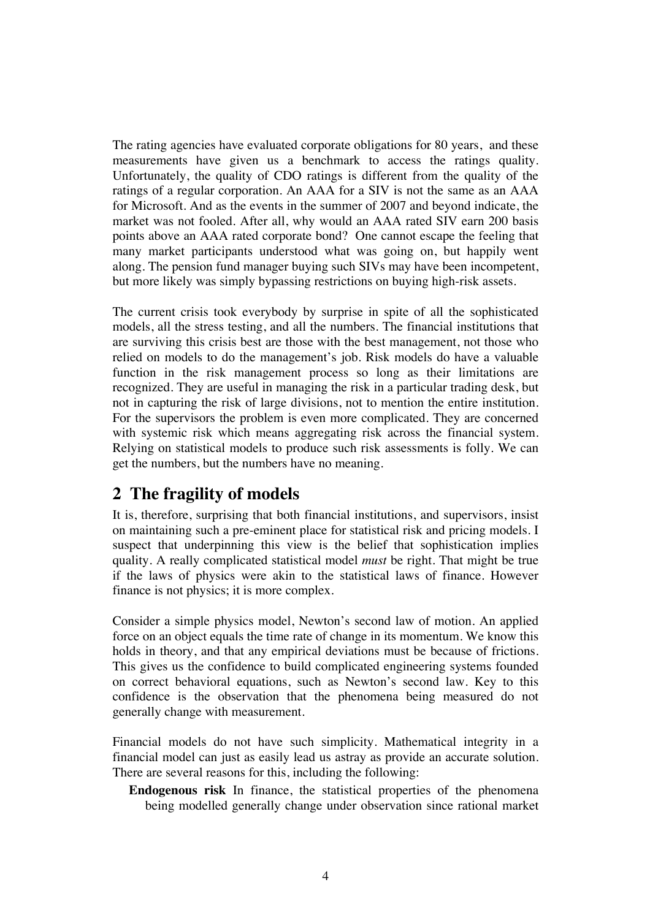The rating agencies have evaluated corporate obligations for 80 years, and these measurements have given us a benchmark to access the ratings quality. Unfortunately, the quality of CDO ratings is different from the quality of the ratings of a regular corporation. An AAA for a SIV is not the same as an AAA for Microsoft. And as the events in the summer of 2007 and beyond indicate, the market was not fooled. After all, why would an AAA rated SIV earn 200 basis points above an AAA rated corporate bond? One cannot escape the feeling that many market participants understood what was going on, but happily went along. The pension fund manager buying such SIVs may have been incompetent, but more likely was simply bypassing restrictions on buying high-risk assets.

The current crisis took everybody by surprise in spite of all the sophisticated models, all the stress testing, and all the numbers. The financial institutions that are surviving this crisis best are those with the best management, not those who relied on models to do the management's job. Risk models do have a valuable function in the risk management process so long as their limitations are recognized. They are useful in managing the risk in a particular trading desk, but not in capturing the risk of large divisions, not to mention the entire institution. For the supervisors the problem is even more complicated. They are concerned with systemic risk which means aggregating risk across the financial system. Relying on statistical models to produce such risk assessments is folly. We can get the numbers, but the numbers have no meaning.

## 2 The fragility of models

It is, therefore, surprising that both financial institutions, and supervisors, insist on maintaining such a pre-eminent place for statistical risk and pricing models. I suspect that underpinning this view is the belief that sophistication implies quality. A really complicated statistical model *must* be right. That might be true if the laws of physics were akin to the statistical laws of finance. However finance is not physics; it is more complex.

Consider a simple physics model, Newton's second law of motion. An applied force on an object equals the time rate of change in its momentum. We know this holds in theory, and that any empirical deviations must be because of frictions. This gives us the confidence to build complicated engineering systems founded on correct behavioral equations, such as Newton's second law. Key to this confidence is the observation that the phenomena being measured do not generally change with measurement.

Financial models do not have such simplicity. Mathematical integrity in a financial model can just as easily lead us astray as provide an accurate solution. There are several reasons for this, including the following:

**Endogenous risk** In finance, the statistical properties of the phenomena being modelled generally change under observation since rational market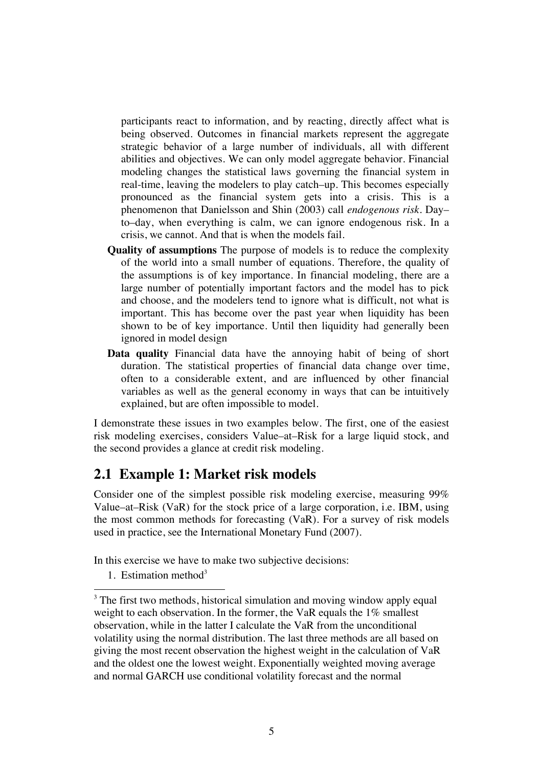participants react to information, and by reacting, directly affect what is being observed. Outcomes in financial markets represent the aggregate strategic behavior of a large number of individuals, all with different abilities and objectives. We can only model aggregate behavior. Financial modeling changes the statistical laws governing the financial system in real-time, leaving the modelers to play catch–up. This becomes especially pronounced as the financial system gets into a crisis. This is a phenomenon that Danielsson and Shin (2003) call *endogenous risk*. Day–to–day, when everything is calm, we can ignore endogenous risk. In a crisis, we cannot. And that is when the models fail.

**Quality of assumptions** The purpose of models is to reduce the complexity of the world into a small number of equations. Therefore, the quality of the assumptions is of key importance. In financial modeling, there are a large number of potentially important factors and the model has to pick and choose, and the modelers tend to ignore what is difficult, not what is important. This has become over the past year when liquidity has been shown to be of key importance. Until then liquidity had generally been ignored in model design

**Data quality** Financial data have the annoying habit of being of short duration. The statistical properties of financial data change over time, often to a considerable extent, and are influenced by other financial variables as well as the general economy in ways that can be intuitively explained, but are often impossible to model.

I demonstrate these issues in two examples below. The first, one of the easiest risk modeling exercises, considers Value–at–Risk for a large liquid stock, and the second provides a glance at credit risk modeling.

## 2.1 Example 1: Market risk models

Consider one of the simplest possible risk modeling exercise, measuring 99% Value–at–Risk (VaR) for the stock price of a large corporation, i.e. IBM, using the most common methods for forecasting (VaR). For a survey of risk models used in practice, see the International Monetary Fund (2007).

In this exercise we have to make two subjective decisions:

1. Estimation method[3]

[3] The first two methods, historical simulation and moving window apply equal weight to each observation. In the former, the VaR equals the 1% smallest observation, while in the latter I calculate the VaR from the unconditional volatility using the normal distribution. The last three methods are all based on giving the most recent observation the highest weight in the calculation of VaR and the oldest one the lowest weight. Exponentially weighted moving average and normal GARCH use conditional volatility forecast and the normal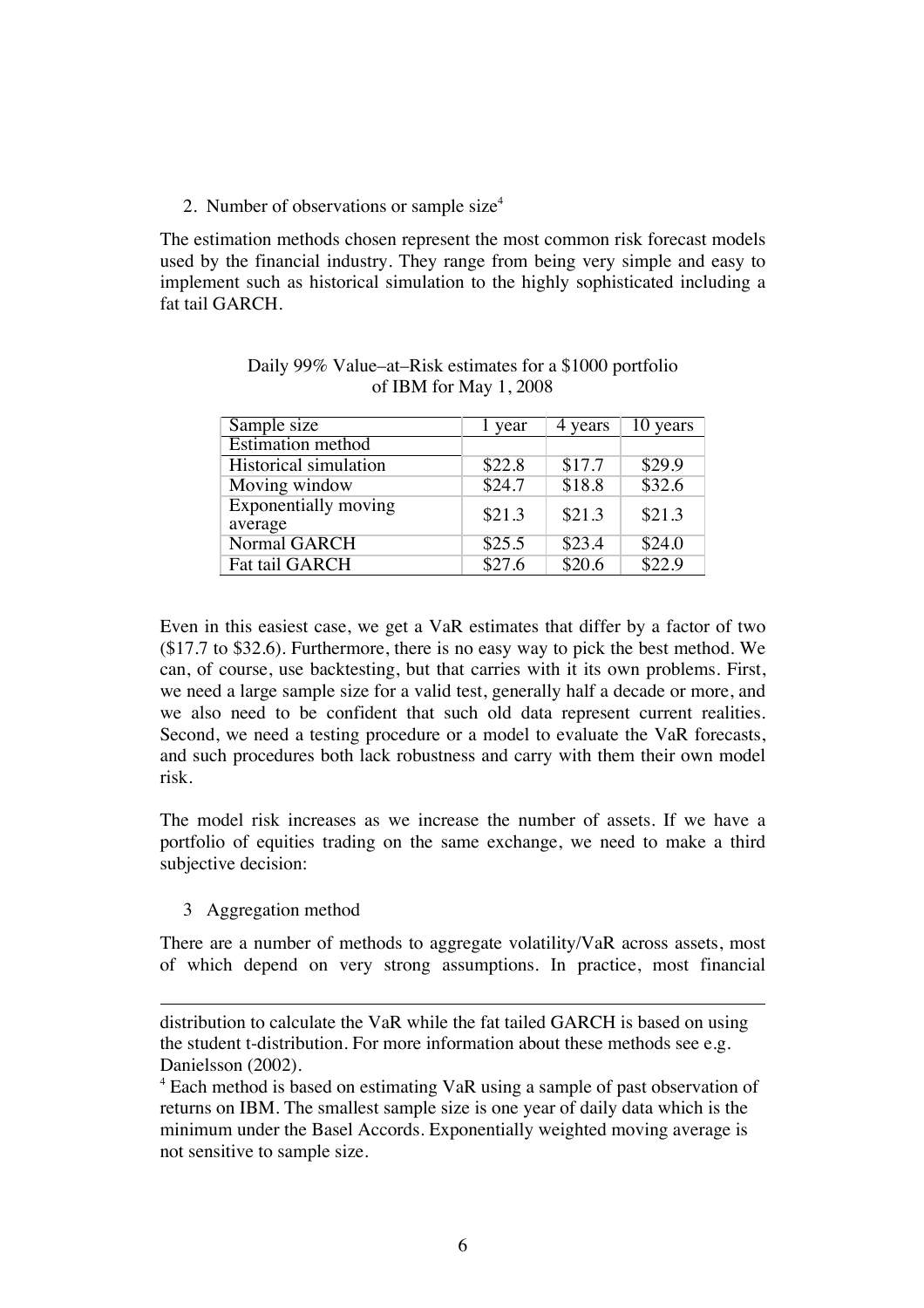2. Number of observations or sample size[4]

The estimation methods chosen represent the most common risk forecast models used by the financial industry. They range from being very simple and easy to implement such as historical simulation to the highly sophisticated including a fat tail GARCH.

Daily 99% Value–at–Risk estimates for a $1000 portfolio of IBM for May 1, 2008

| Sample size | 1 year | 4 years | 10 years |
|---|---|---|---|
| Estimation method | | | |
| Historical simulation | $22.8 | $17.7 | $29.9 |
| Moving window | $24.7 | $18.8 | $32.6 |
| Exponentially moving average | $21.3 | $21.3 | $21.3 |
| Normal GARCH | $25.5 | $23.4 | $24.0 |
| Fat tail GARCH | $27.6 | $20.6 | $22.9 |

Even in this easiest case, we get a VaR estimates that differ by a factor of two ($17.7 to $32.6). Furthermore, there is no easy way to pick the best method. We can, of course, use backtesting, but that carries with it its own problems. First, we need a large sample size for a valid test, generally half a decade or more, and we also need to be confident that such old data represent current realities. Second, we need a testing procedure or a model to evaluate the VaR forecasts, and such procedures both lack robustness and carry with them their own model risk.

The model risk increases as we increase the number of assets. If we have a portfolio of equities trading on the same exchange, we need to make a third subjective decision:

3 Aggregation method

There are a number of methods to aggregate volatility/VaR across assets, most of which depend on very strong assumptions. In practice, most financial

---

distribution to calculate the VaR while the fat tailed GARCH is based on using the student t-distribution. For more information about these methods see e.g. Danielsson (2002).

[4] Each method is based on estimating VaR using a sample of past observation of returns on IBM. The smallest sample size is one year of daily data which is the minimum under the Basel Accords. Exponentially weighted moving average is not sensitive to sample size.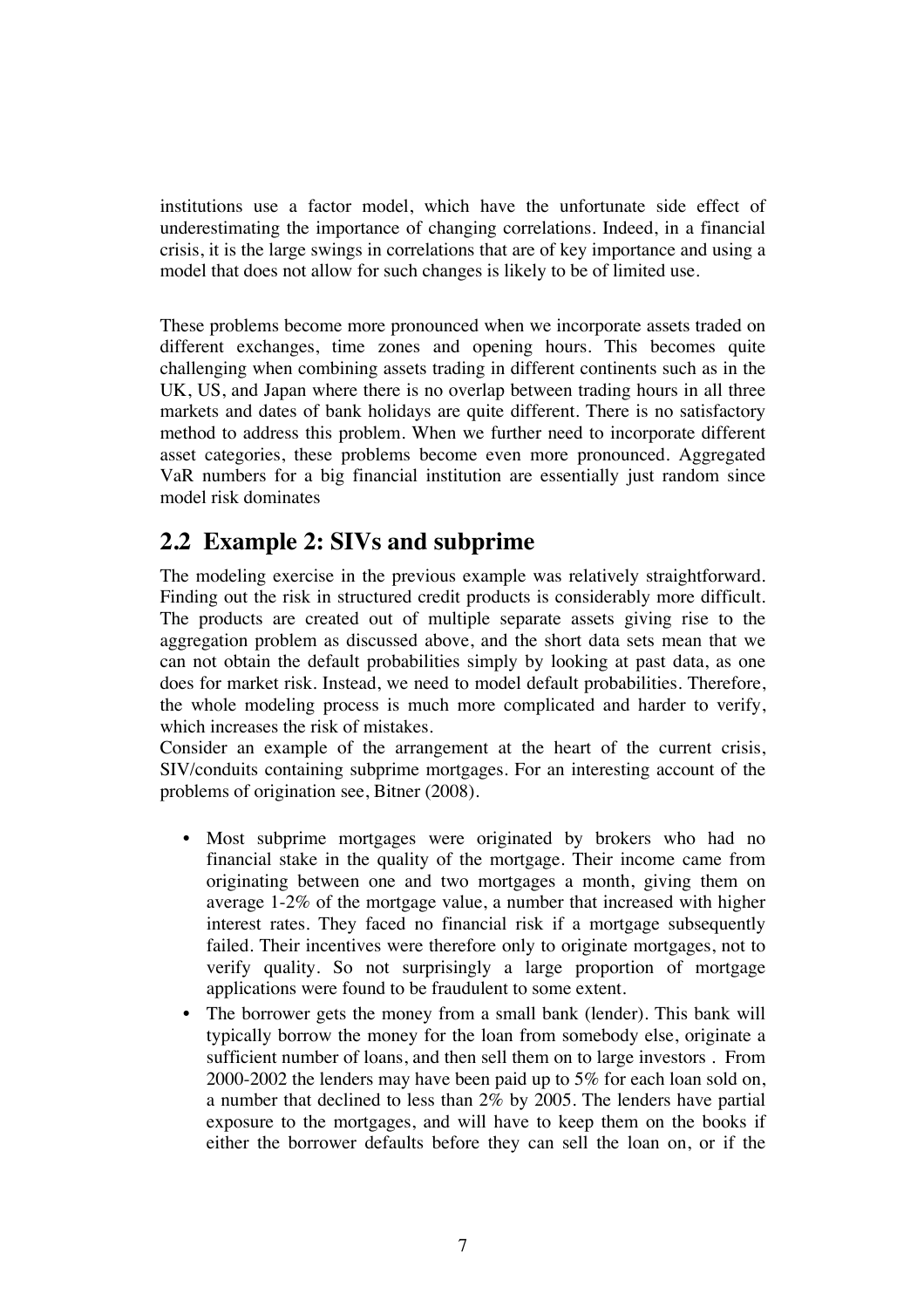institutions use a factor model, which have the unfortunate side effect of underestimating the importance of changing correlations. Indeed, in a financial crisis, it is the large swings in correlations that are of key importance and using a model that does not allow for such changes is likely to be of limited use.

These problems become more pronounced when we incorporate assets traded on different exchanges, time zones and opening hours. This becomes quite challenging when combining assets trading in different continents such as in the UK, US, and Japan where there is no overlap between trading hours in all three markets and dates of bank holidays are quite different. There is no satisfactory method to address this problem. When we further need to incorporate different asset categories, these problems become even more pronounced. Aggregated VaR numbers for a big financial institution are essentially just random since model risk dominates

## 2.2 Example 2: SIVs and subprime

The modeling exercise in the previous example was relatively straightforward. Finding out the risk in structured credit products is considerably more difficult. The products are created out of multiple separate assets giving rise to the aggregation problem as discussed above, and the short data sets mean that we can not obtain the default probabilities simply by looking at past data, as one does for market risk. Instead, we need to model default probabilities. Therefore, the whole modeling process is much more complicated and harder to verify, which increases the risk of mistakes.

Consider an example of the arrangement at the heart of the current crisis, SIV/conduits containing subprime mortgages. For an interesting account of the problems of origination see, Bitner (2008).

- Most subprime mortgages were originated by brokers who had no financial stake in the quality of the mortgage. Their income came from originating between one and two mortgages a month, giving them on average 1-2% of the mortgage value, a number that increased with higher interest rates. They faced no financial risk if a mortgage subsequently failed. Their incentives were therefore only to originate mortgages, not to verify quality. So not surprisingly a large proportion of mortgage applications were found to be fraudulent to some extent.
- The borrower gets the money from a small bank (lender). This bank will typically borrow the money for the loan from somebody else, originate a sufficient number of loans, and then sell them on to large investors . From 2000-2002 the lenders may have been paid up to 5% for each loan sold on, a number that declined to less than 2% by 2005. The lenders have partial exposure to the mortgages, and will have to keep them on the books if either the borrower defaults before they can sell the loan on, or if the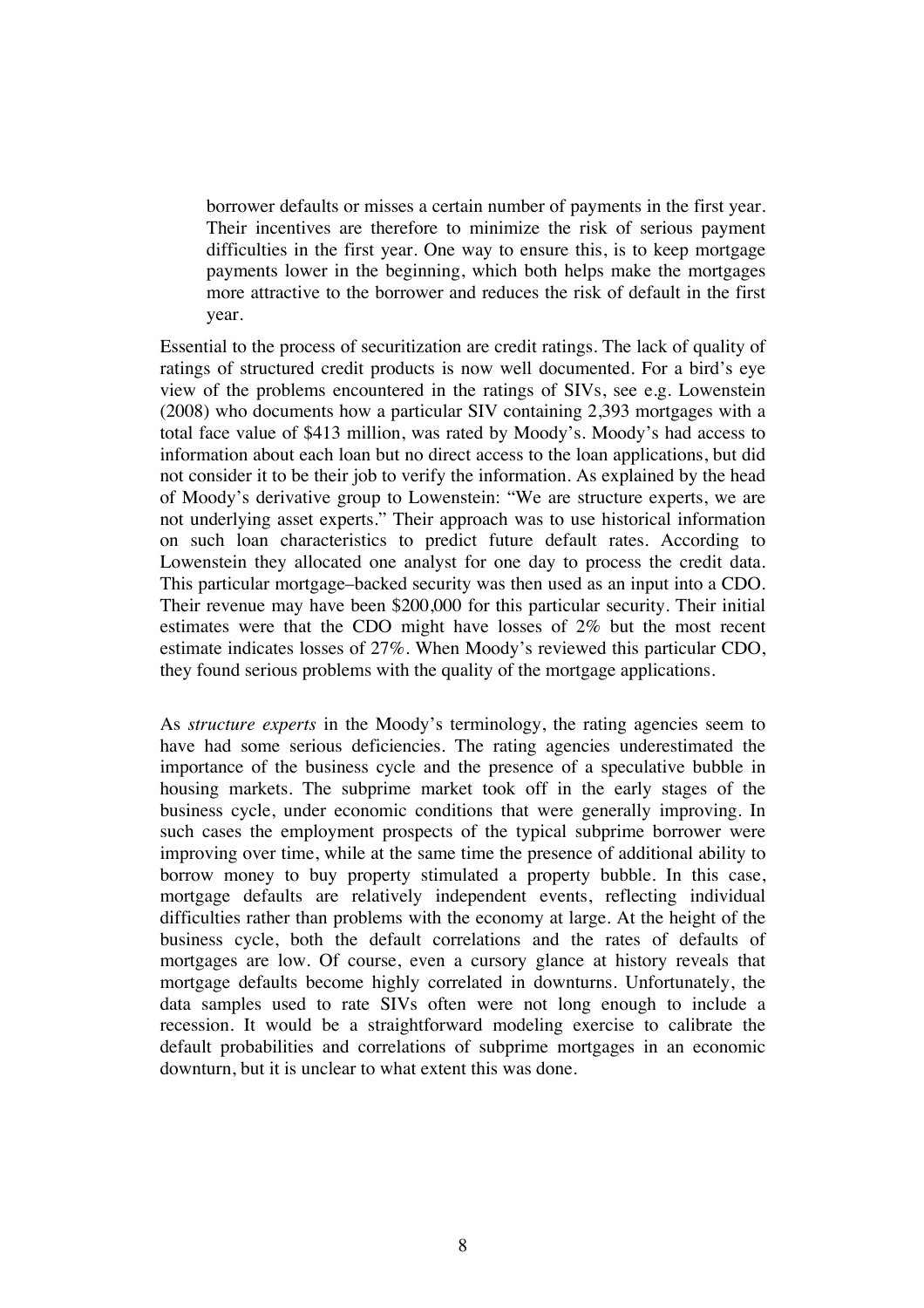> borrower defaults or misses a certain number of payments in the first year. Their incentives are therefore to minimize the risk of serious payment difficulties in the first year. One way to ensure this, is to keep mortgage payments lower in the beginning, which both helps make the mortgages more attractive to the borrower and reduces the risk of default in the first year.

Essential to the process of securitization are credit ratings. The lack of quality of ratings of structured credit products is now well documented. For a bird's eye view of the problems encountered in the ratings of SIVs, see e.g. Lowenstein (2008) who documents how a particular SIV containing 2,393 mortgages with a total face value of $413 million, was rated by Moody's. Moody's had access to information about each loan but no direct access to the loan applications, but did not consider it to be their job to verify the information. As explained by the head of Moody's derivative group to Lowenstein: "We are structure experts, we are not underlying asset experts." Their approach was to use historical information on such loan characteristics to predict future default rates. According to Lowenstein they allocated one analyst for one day to process the credit data. This particular mortgage–backed security was then used as an input into a CDO. Their revenue may have been $200,000 for this particular security. Their initial estimates were that the CDO might have losses of 2% but the most recent estimate indicates losses of 27%. When Moody's reviewed this particular CDO, they found serious problems with the quality of the mortgage applications.

As *structure experts* in the Moody's terminology, the rating agencies seem to have had some serious deficiencies. The rating agencies underestimated the importance of the business cycle and the presence of a speculative bubble in housing markets. The subprime market took off in the early stages of the business cycle, under economic conditions that were generally improving. In such cases the employment prospects of the typical subprime borrower were improving over time, while at the same time the presence of additional ability to borrow money to buy property stimulated a property bubble. In this case, mortgage defaults are relatively independent events, reflecting individual difficulties rather than problems with the economy at large. At the height of the business cycle, both the default correlations and the rates of defaults of mortgages are low. Of course, even a cursory glance at history reveals that mortgage defaults become highly correlated in downturns. Unfortunately, the data samples used to rate SIVs often were not long enough to include a recession. It would be a straightforward modeling exercise to calibrate the default probabilities and correlations of subprime mortgages in an economic downturn, but it is unclear to what extent this was done.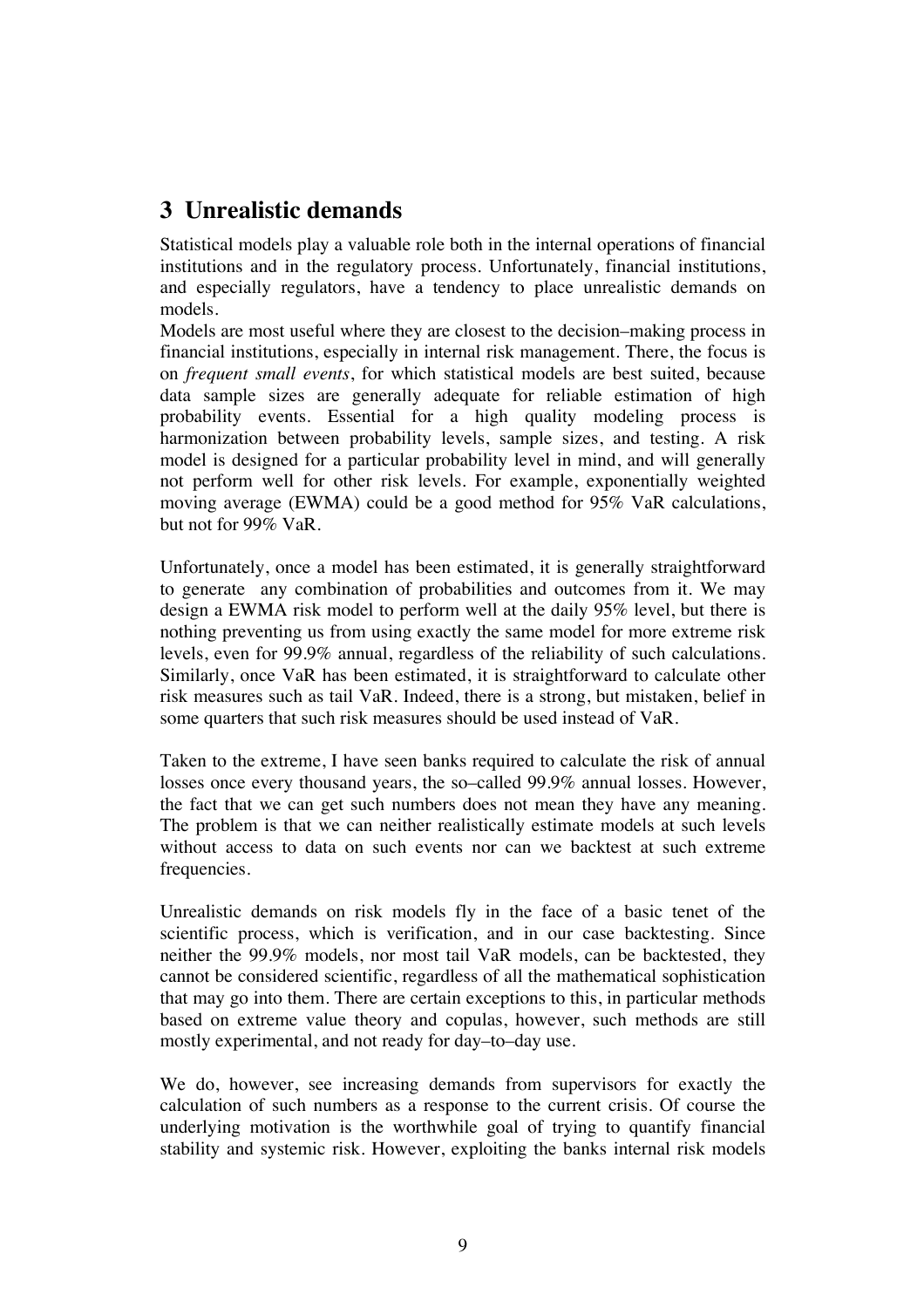## 3 Unrealistic demands

Statistical models play a valuable role both in the internal operations of financial institutions and in the regulatory process. Unfortunately, financial institutions, and especially regulators, have a tendency to place unrealistic demands on models.

Models are most useful where they are closest to the decision–making process in financial institutions, especially in internal risk management. There, the focus is on *frequent small events*, for which statistical models are best suited, because data sample sizes are generally adequate for reliable estimation of high probability events. Essential for a high quality modeling process is harmonization between probability levels, sample sizes, and testing. A risk model is designed for a particular probability level in mind, and will generally not perform well for other risk levels. For example, exponentially weighted moving average (EWMA) could be a good method for 95% VaR calculations, but not for 99% VaR.

Unfortunately, once a model has been estimated, it is generally straightforward to generate any combination of probabilities and outcomes from it. We may design a EWMA risk model to perform well at the daily 95% level, but there is nothing preventing us from using exactly the same model for more extreme risk levels, even for 99.9% annual, regardless of the reliability of such calculations. Similarly, once VaR has been estimated, it is straightforward to calculate other risk measures such as tail VaR. Indeed, there is a strong, but mistaken, belief in some quarters that such risk measures should be used instead of VaR.

Taken to the extreme, I have seen banks required to calculate the risk of annual losses once every thousand years, the so–called 99.9% annual losses. However, the fact that we can get such numbers does not mean they have any meaning. The problem is that we can neither realistically estimate models at such levels without access to data on such events nor can we backtest at such extreme frequencies.

Unrealistic demands on risk models fly in the face of a basic tenet of the scientific process, which is verification, and in our case backtesting. Since neither the 99.9% models, nor most tail VaR models, can be backtested, they cannot be considered scientific, regardless of all the mathematical sophistication that may go into them. There are certain exceptions to this, in particular methods based on extreme value theory and copulas, however, such methods are still mostly experimental, and not ready for day–to–day use.

We do, however, see increasing demands from supervisors for exactly the calculation of such numbers as a response to the current crisis. Of course the underlying motivation is the worthwhile goal of trying to quantify financial stability and systemic risk. However, exploiting the banks internal risk models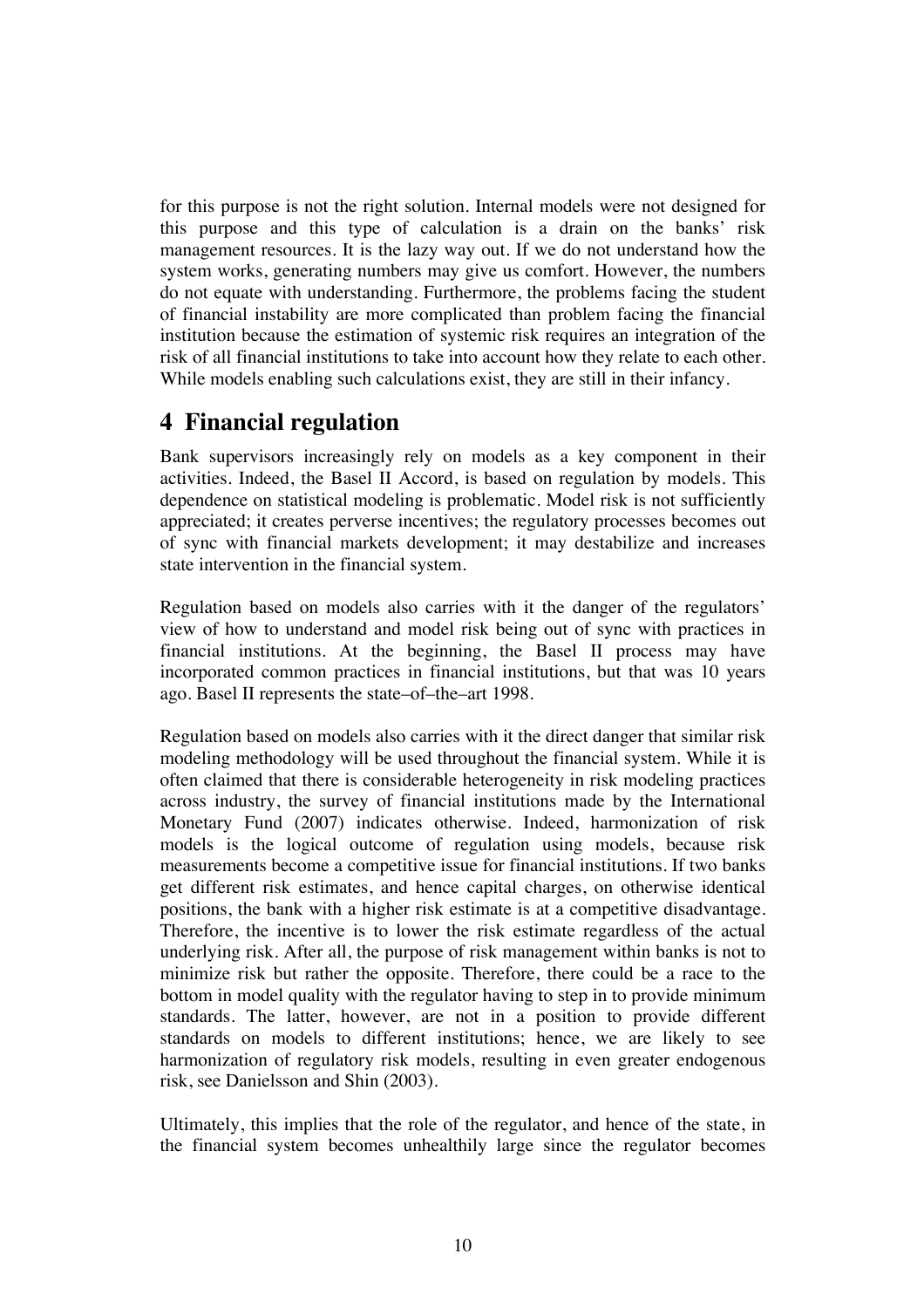for this purpose is not the right solution. Internal models were not designed for this purpose and this type of calculation is a drain on the banks' risk management resources. It is the lazy way out. If we do not understand how the system works, generating numbers may give us comfort. However, the numbers do not equate with understanding. Furthermore, the problems facing the student of financial instability are more complicated than problem facing the financial institution because the estimation of systemic risk requires an integration of the risk of all financial institutions to take into account how they relate to each other. While models enabling such calculations exist, they are still in their infancy.

# 4 Financial regulation

Bank supervisors increasingly rely on models as a key component in their activities. Indeed, the Basel II Accord, is based on regulation by models. This dependence on statistical modeling is problematic. Model risk is not sufficiently appreciated; it creates perverse incentives; the regulatory processes becomes out of sync with financial markets development; it may destabilize and increases state intervention in the financial system.

Regulation based on models also carries with it the danger of the regulators' view of how to understand and model risk being out of sync with practices in financial institutions. At the beginning, the Basel II process may have incorporated common practices in financial institutions, but that was 10 years ago. Basel II represents the state–of–the–art 1998.

Regulation based on models also carries with it the direct danger that similar risk modeling methodology will be used throughout the financial system. While it is often claimed that there is considerable heterogeneity in risk modeling practices across industry, the survey of financial institutions made by the International Monetary Fund (2007) indicates otherwise. Indeed, harmonization of risk models is the logical outcome of regulation using models, because risk measurements become a competitive issue for financial institutions. If two banks get different risk estimates, and hence capital charges, on otherwise identical positions, the bank with a higher risk estimate is at a competitive disadvantage. Therefore, the incentive is to lower the risk estimate regardless of the actual underlying risk. After all, the purpose of risk management within banks is not to minimize risk but rather the opposite. Therefore, there could be a race to the bottom in model quality with the regulator having to step in to provide minimum standards. The latter, however, are not in a position to provide different standards on models to different institutions; hence, we are likely to see harmonization of regulatory risk models, resulting in even greater endogenous risk, see Danielsson and Shin (2003).

Ultimately, this implies that the role of the regulator, and hence of the state, in the financial system becomes unhealthily large since the regulator becomes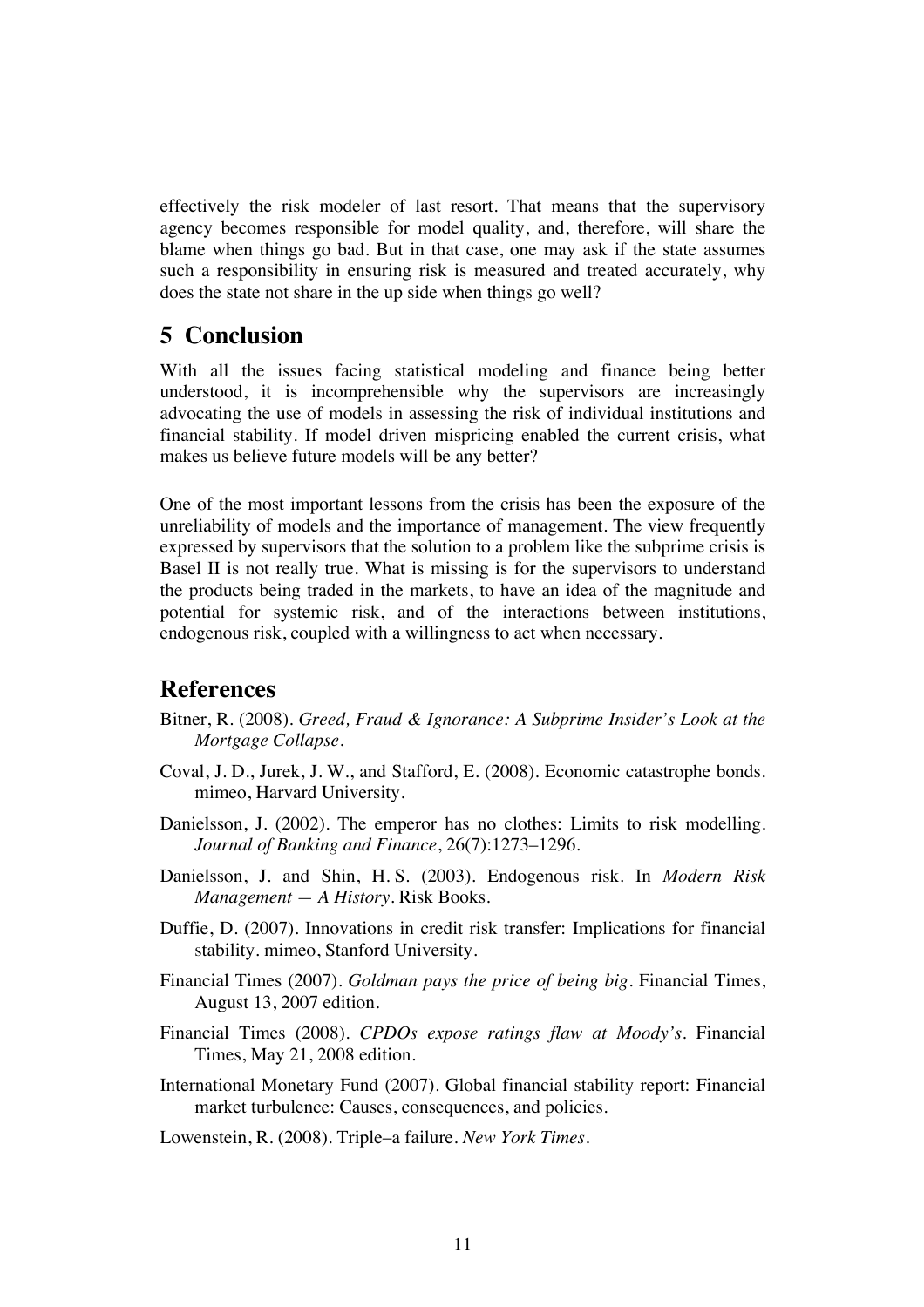effectively the risk modeler of last resort. That means that the supervisory agency becomes responsible for model quality, and, therefore, will share the blame when things go bad. But in that case, one may ask if the state assumes such a responsibility in ensuring risk is measured and treated accurately, why does the state not share in the up side when things go well?

## 5 Conclusion

With all the issues facing statistical modeling and finance being better understood, it is incomprehensible why the supervisors are increasingly advocating the use of models in assessing the risk of individual institutions and financial stability. If model driven mispricing enabled the current crisis, what makes us believe future models will be any better?

One of the most important lessons from the crisis has been the exposure of the unreliability of models and the importance of management. The view frequently expressed by supervisors that the solution to a problem like the subprime crisis is Basel II is not really true. What is missing is for the supervisors to understand the products being traded in the markets, to have an idea of the magnitude and potential for systemic risk, and of the interactions between institutions, endogenous risk, coupled with a willingness to act when necessary.

## References

Bitner, R. (2008). *Greed, Fraud & Ignorance: A Subprime Insider's Look at the Mortgage Collapse*.

Coval, J. D., Jurek, J. W., and Stafford, E. (2008). Economic catastrophe bonds. mimeo, Harvard University.

Danielsson, J. (2002). The emperor has no clothes: Limits to risk modelling. *Journal of Banking and Finance*, 26(7):1273–1296.

Danielsson, J. and Shin, H. S. (2003). Endogenous risk. In *Modern Risk Management — A History*. Risk Books.

Duffie, D. (2007). Innovations in credit risk transfer: Implications for financial stability. mimeo, Stanford University.

Financial Times (2007). *Goldman pays the price of being big*. Financial Times, August 13, 2007 edition.

Financial Times (2008). *CPDOs expose ratings flaw at Moody's*. Financial Times, May 21, 2008 edition.

International Monetary Fund (2007). Global financial stability report: Financial market turbulence: Causes, consequences, and policies.

Lowenstein, R. (2008). Triple–a failure. *New York Times*.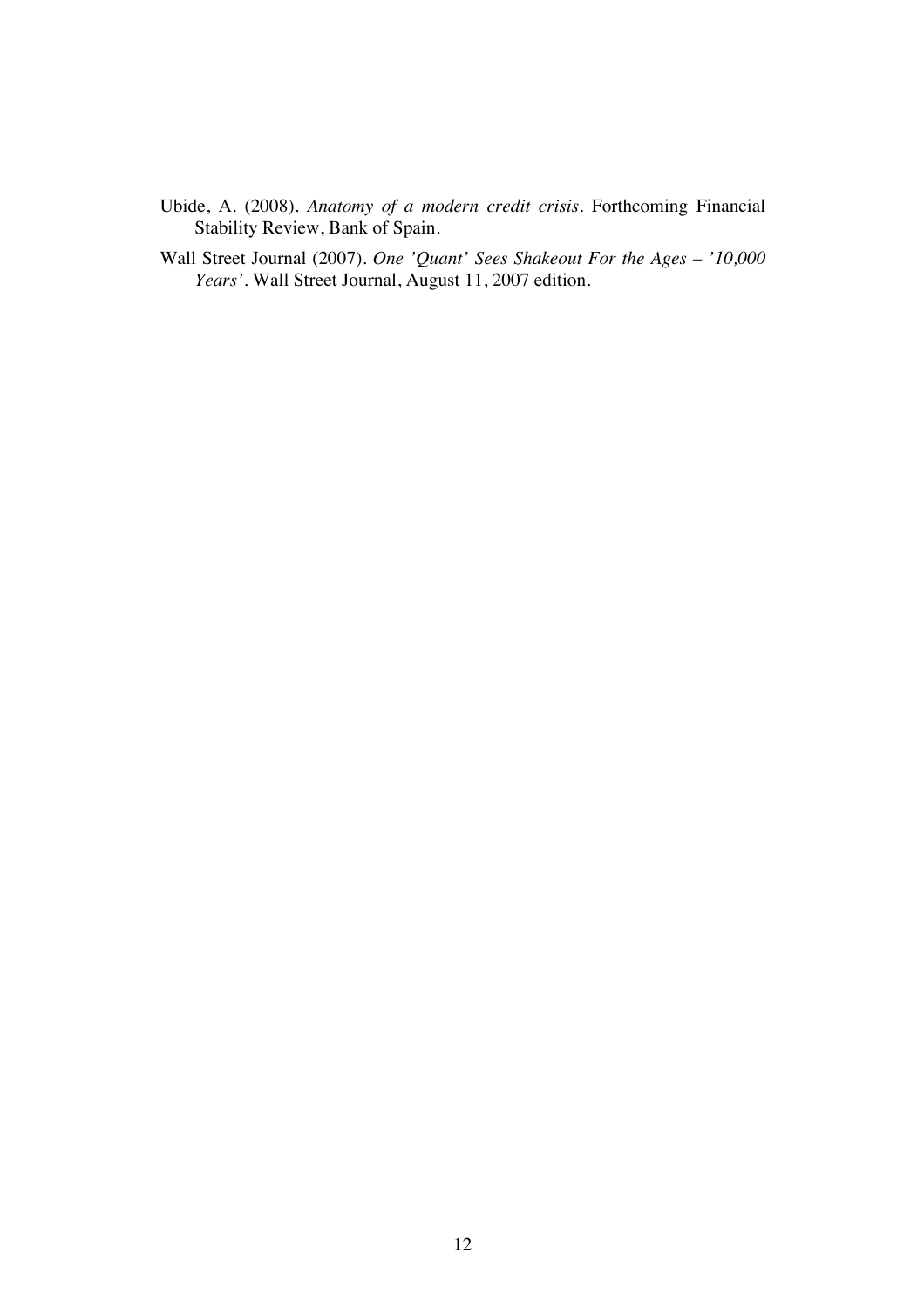Ubide, A. (2008). *Anatomy of a modern credit crisis*. Forthcoming Financial Stability Review, Bank of Spain.

Wall Street Journal (2007). *One 'Quant' Sees Shakeout For the Ages – '10,000 Years'*. Wall Street Journal, August 11, 2007 edition.